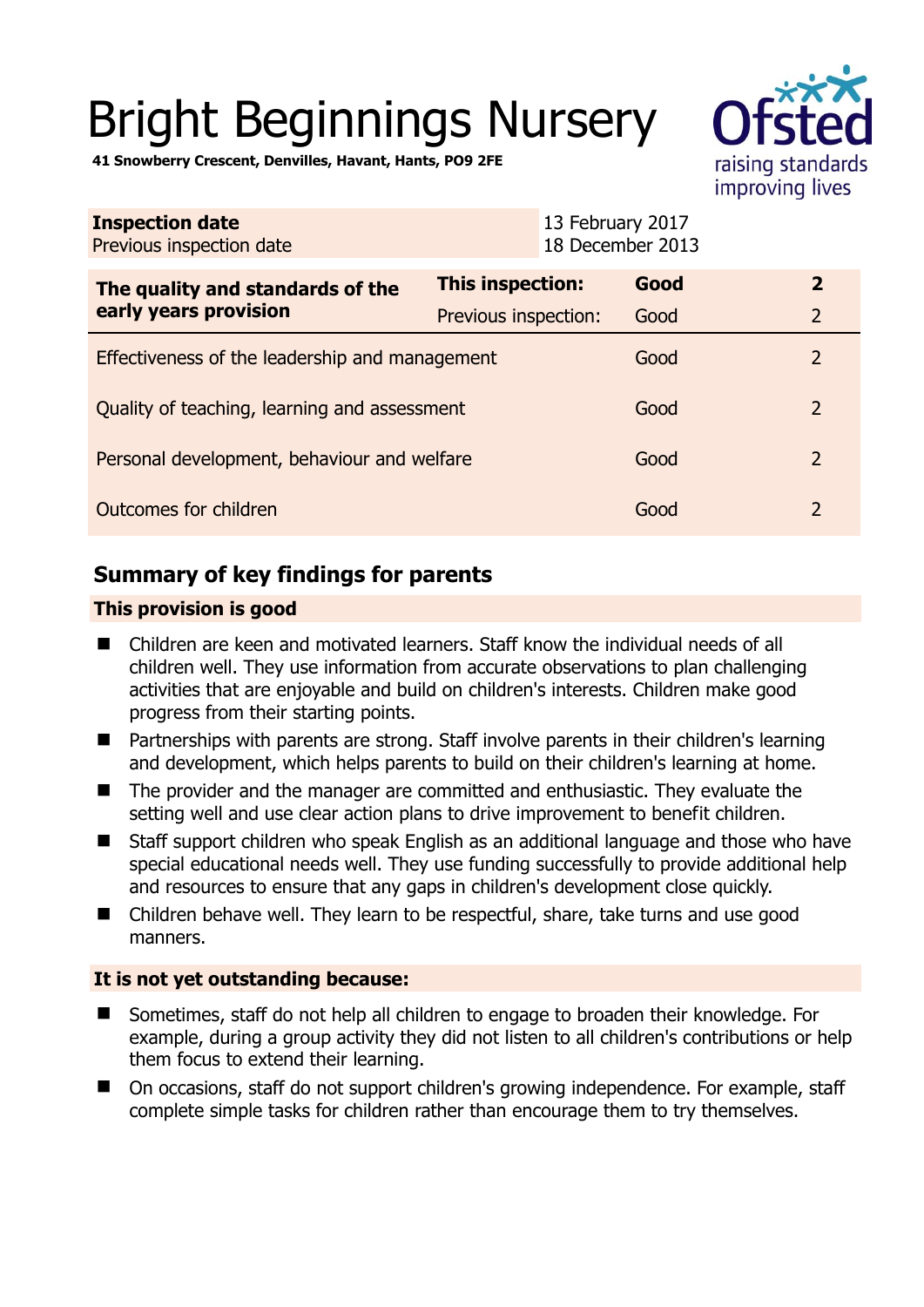# Bright Beginnings Nursery

**41 Snowberry Crescent, Denvilles, Havant, Hants, PO9 2FE**

| **Inspection date** | 13 February 2017 |
|---|---|
| Previous inspection date | 18 December 2013 |

| **The quality and standards of the early years provision** | **This inspection:** | **Good** | **2** |
|---|---|---|---|
| | Previous inspection: | Good | 2 |
| Effectiveness of the leadership and management | | Good | 2 |
| Quality of teaching, learning and assessment | | Good | 2 |
| Personal development, behaviour and welfare | | Good | 2 |
| Outcomes for children | | Good | 2 |

## Summary of key findings for parents

### This provision is good

- Children are keen and motivated learners. Staff know the individual needs of all children well. They use information from accurate observations to plan challenging activities that are enjoyable and build on children's interests. Children make good progress from their starting points.
- Partnerships with parents are strong. Staff involve parents in their children's learning and development, which helps parents to build on their children's learning at home.
- The provider and the manager are committed and enthusiastic. They evaluate the setting well and use clear action plans to drive improvement to benefit children.
- Staff support children who speak English as an additional language and those who have special educational needs well. They use funding successfully to provide additional help and resources to ensure that any gaps in children's development close quickly.
- Children behave well. They learn to be respectful, share, take turns and use good manners.

### It is not yet outstanding because:

- Sometimes, staff do not help all children to engage to broaden their knowledge. For example, during a group activity they did not listen to all children's contributions or help them focus to extend their learning.
- On occasions, staff do not support children's growing independence. For example, staff complete simple tasks for children rather than encourage them to try themselves.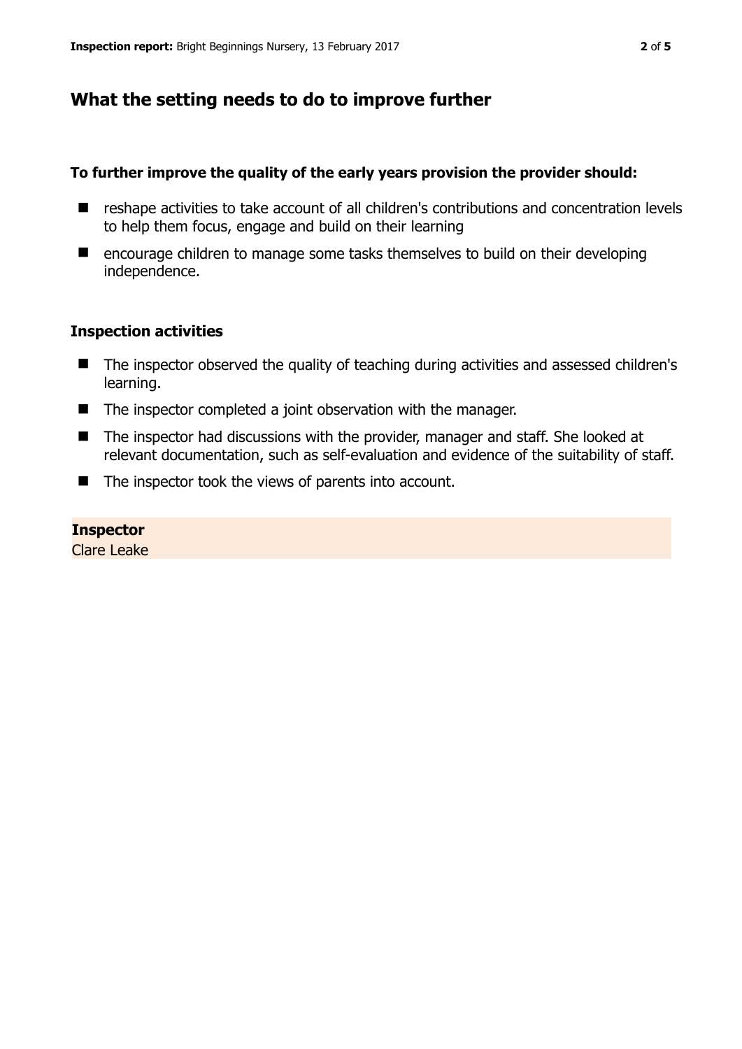## What the setting needs to do to improve further

**To further improve the quality of the early years provision the provider should:**

- reshape activities to take account of all children's contributions and concentration levels to help them focus, engage and build on their learning
- encourage children to manage some tasks themselves to build on their developing independence.

### Inspection activities

- The inspector observed the quality of teaching during activities and assessed children's learning.
- The inspector completed a joint observation with the manager.
- The inspector had discussions with the provider, manager and staff. She looked at relevant documentation, such as self-evaluation and evidence of the suitability of staff.
- The inspector took the views of parents into account.

**Inspector**
Clare Leake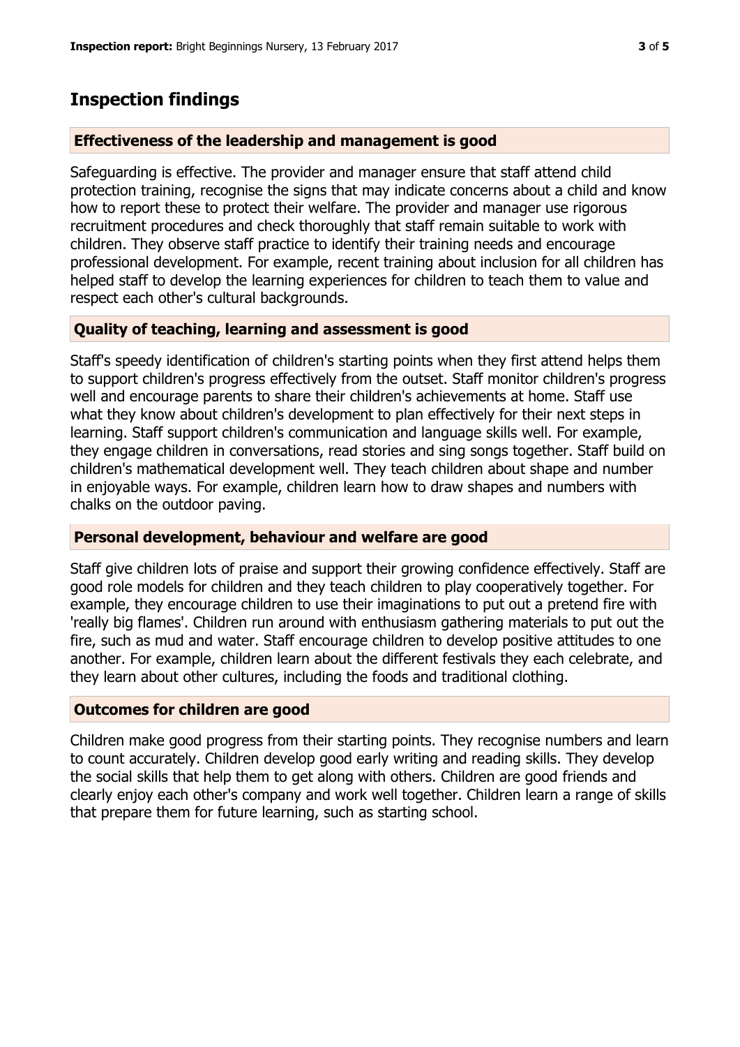## Inspection findings

### Effectiveness of the leadership and management is good

Safeguarding is effective. The provider and manager ensure that staff attend child protection training, recognise the signs that may indicate concerns about a child and know how to report these to protect their welfare. The provider and manager use rigorous recruitment procedures and check thoroughly that staff remain suitable to work with children. They observe staff practice to identify their training needs and encourage professional development. For example, recent training about inclusion for all children has helped staff to develop the learning experiences for children to teach them to value and respect each other's cultural backgrounds.

### Quality of teaching, learning and assessment is good

Staff's speedy identification of children's starting points when they first attend helps them to support children's progress effectively from the outset. Staff monitor children's progress well and encourage parents to share their children's achievements at home. Staff use what they know about children's development to plan effectively for their next steps in learning. Staff support children's communication and language skills well. For example, they engage children in conversations, read stories and sing songs together. Staff build on children's mathematical development well. They teach children about shape and number in enjoyable ways. For example, children learn how to draw shapes and numbers with chalks on the outdoor paving.

### Personal development, behaviour and welfare are good

Staff give children lots of praise and support their growing confidence effectively. Staff are good role models for children and they teach children to play cooperatively together. For example, they encourage children to use their imaginations to put out a pretend fire with 'really big flames'. Children run around with enthusiasm gathering materials to put out the fire, such as mud and water. Staff encourage children to develop positive attitudes to one another. For example, children learn about the different festivals they each celebrate, and they learn about other cultures, including the foods and traditional clothing.

### Outcomes for children are good

Children make good progress from their starting points. They recognise numbers and learn to count accurately. Children develop good early writing and reading skills. They develop the social skills that help them to get along with others. Children are good friends and clearly enjoy each other's company and work well together. Children learn a range of skills that prepare them for future learning, such as starting school.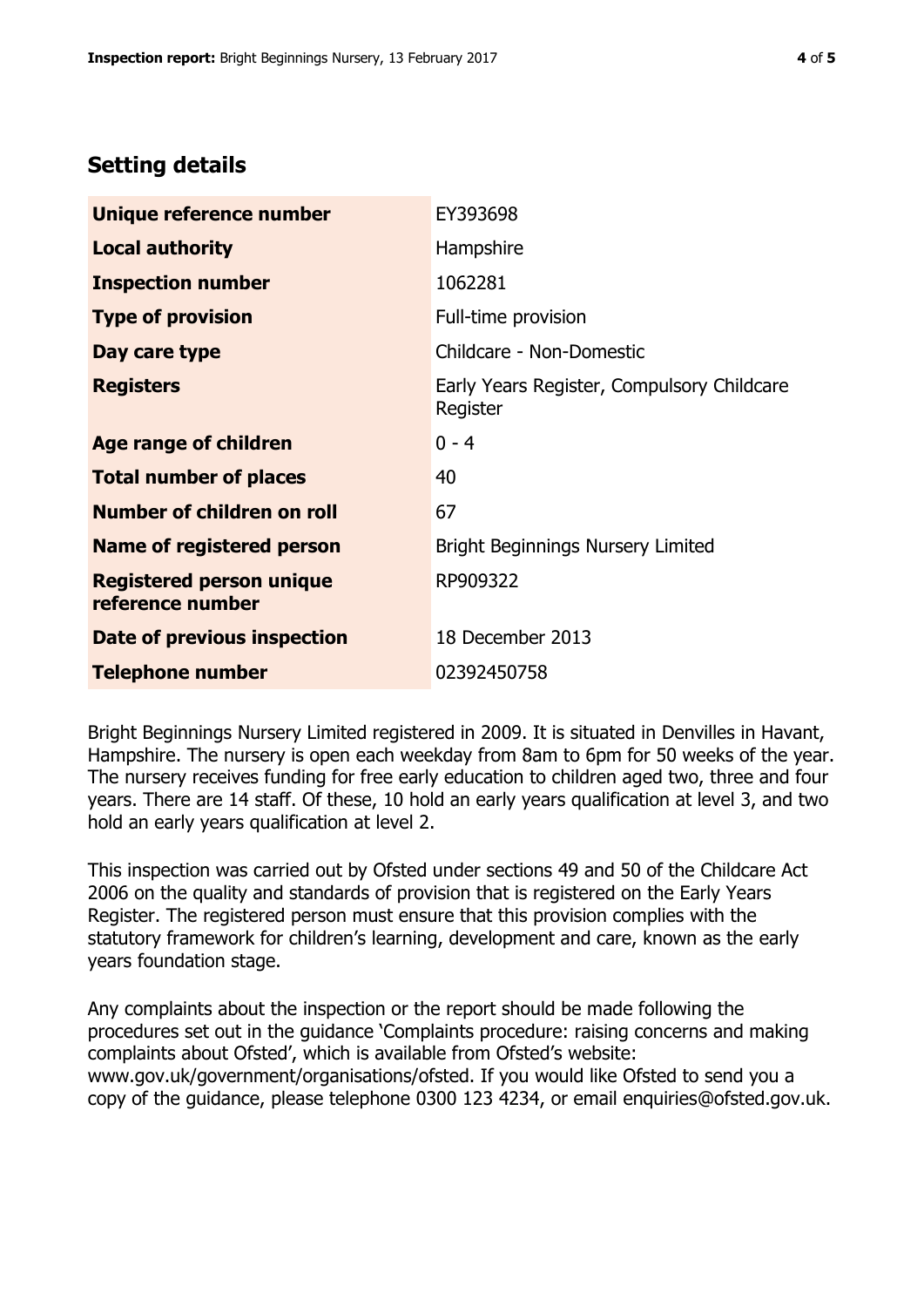## Setting details

| | |
|---|---|
| **Unique reference number** | EY393698 |
| **Local authority** | Hampshire |
| **Inspection number** | 1062281 |
| **Type of provision** | Full-time provision |
| **Day care type** | Childcare - Non-Domestic |
| **Registers** | Early Years Register, Compulsory Childcare Register |
| **Age range of children** | 0 - 4 |
| **Total number of places** | 40 |
| **Number of children on roll** | 67 |
| **Name of registered person** | Bright Beginnings Nursery Limited |
| **Registered person unique reference number** | RP909322 |
| **Date of previous inspection** | 18 December 2013 |
| **Telephone number** | 02392450758 |

Bright Beginnings Nursery Limited registered in 2009. It is situated in Denvilles in Havant, Hampshire. The nursery is open each weekday from 8am to 6pm for 50 weeks of the year. The nursery receives funding for free early education to children aged two, three and four years. There are 14 staff. Of these, 10 hold an early years qualification at level 3, and two hold an early years qualification at level 2.

This inspection was carried out by Ofsted under sections 49 and 50 of the Childcare Act 2006 on the quality and standards of provision that is registered on the Early Years Register. The registered person must ensure that this provision complies with the statutory framework for children's learning, development and care, known as the early years foundation stage.

Any complaints about the inspection or the report should be made following the procedures set out in the guidance 'Complaints procedure: raising concerns and making complaints about Ofsted', which is available from Ofsted's website: www.gov.uk/government/organisations/ofsted. If you would like Ofsted to send you a copy of the guidance, please telephone 0300 123 4234, or email enquiries@ofsted.gov.uk.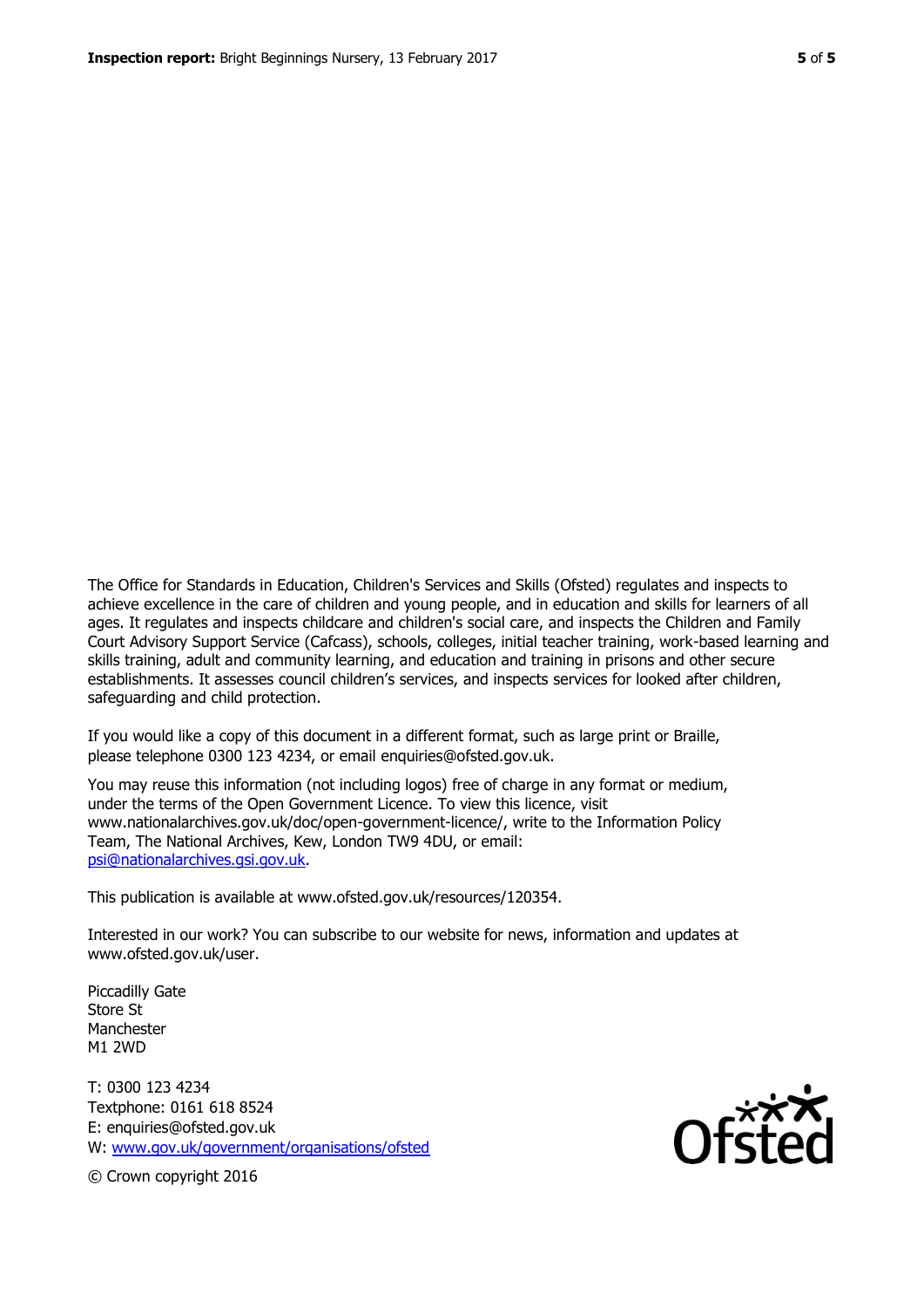The Office for Standards in Education, Children's Services and Skills (Ofsted) regulates and inspects to achieve excellence in the care of children and young people, and in education and skills for learners of all ages. It regulates and inspects childcare and children's social care, and inspects the Children and Family Court Advisory Support Service (Cafcass), schools, colleges, initial teacher training, work-based learning and skills training, adult and community learning, and education and training in prisons and other secure establishments. It assesses council children's services, and inspects services for looked after children, safeguarding and child protection.

If you would like a copy of this document in a different format, such as large print or Braille, please telephone 0300 123 4234, or email enquiries@ofsted.gov.uk.

You may reuse this information (not including logos) free of charge in any format or medium, under the terms of the Open Government Licence. To view this licence, visit www.nationalarchives.gov.uk/doc/open-government-licence/, write to the Information Policy Team, The National Archives, Kew, London TW9 4DU, or email: psi@nationalarchives.gsi.gov.uk.

This publication is available at www.ofsted.gov.uk/resources/120354.

Interested in our work? You can subscribe to our website for news, information and updates at www.ofsted.gov.uk/user.

Piccadilly Gate
Store St
Manchester
M1 2WD

T: 0300 123 4234
Textphone: 0161 618 8524
E: enquiries@ofsted.gov.uk
W: www.gov.uk/government/organisations/ofsted

© Crown copyright 2016

Ofsted